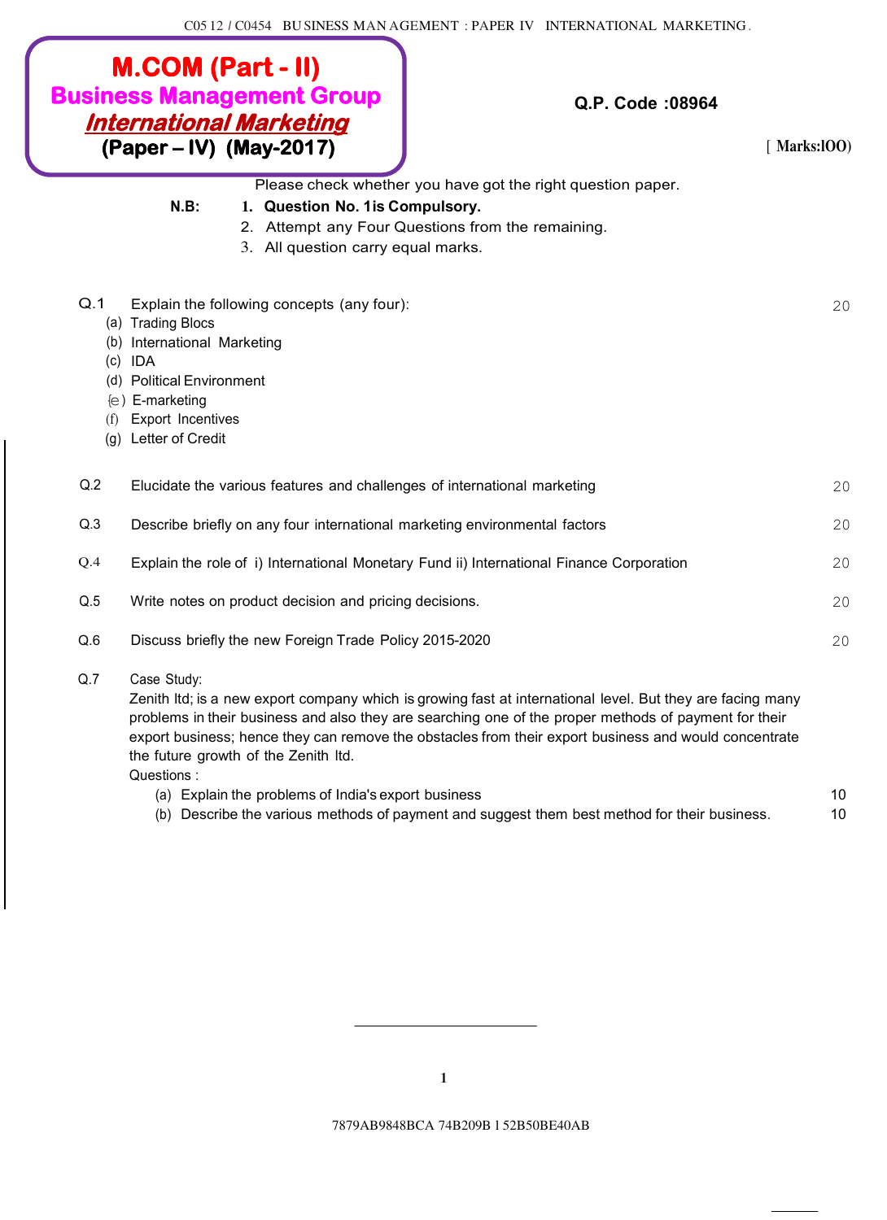# M.COM (Part - II)
## Business Management Group
## *International Marketing*
### (Paper – IV) (May-2017)

**Q.P. Code :08964**

[ Marks:100 ]

Please check whether you have got the right question paper.

**N.B:**
1. **Question No. 1 is Compulsory.**
2. Attempt any Four Questions from the remaining.
3. All question carry equal marks.

**Q.1** Explain the following concepts (any four): **20**

(a) Trading Blocs
(b) International Marketing
(c) IDA
(d) Political Environment
(e) E-marketing
(f) Export Incentives
(g) Letter of Credit

**Q.2** Elucidate the various features and challenges of international marketing **20**

**Q.3** Describe briefly on any four international marketing environmental factors **20**

**Q.4** Explain the role of i) International Monetary Fund ii) International Finance Corporation **20**

**Q.5** Write notes on product decision and pricing decisions. **20**

**Q.6** Discuss briefly the new Foreign Trade Policy 2015-2020 **20**

**Q.7** Case Study:

Zenith ltd; is a new export company which is growing fast at international level. But they are facing many problems in their business and also they are searching one of the proper methods of payment for their export business; hence they can remove the obstacles from their export business and would concentrate the future growth of the Zenith ltd.

Questions :

(a) Explain the problems of India's export business **10**
(b) Describe the various methods of payment and suggest them best method for their business. **10**

7879AB9848BCA 74B209B 152B50BE40AB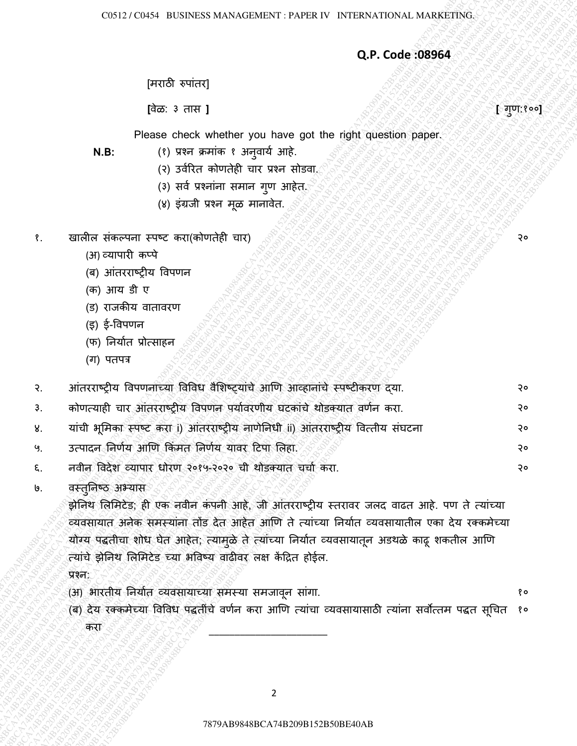**Q.P. Code :08964**

[मराठी रुपांतर]

**[**वेळ: ३ तास **]** **[** गुण:१००**]**

Please check whether you have got the right question paper.

**N.B:**
(१) प्रश्न क्रमांक १ अनुवार्य आहे.
(२) उर्वरित कोणतेही चार प्रश्न सोडवा.
(३) सर्व प्रश्नांना समान गुण आहेत.
(४) इंग्रजी प्रश्न मूळ मानावेत.

१. खालील संकल्पना स्पष्ट करा(कोणतेही चार) २०

(अ) व्यापारी कप्पे
(ब) आंतरराष्ट्रीय विपणन
(क) आय डी ए
(ड) राजकीय वातावरण
(इ) ई-विपणन
(फ) निर्यात प्रोत्साहन
(ग) पतपत्र

२. आंतरराष्ट्रीय विपणनाच्या विविध वैशिष्ट्यांचे आणि आव्हानांचे स्पष्टीकरण द्या. २०

३. कोणत्याही चार आंतरराष्ट्रीय विपणन पर्यावरणीय घटकांचे थोडक्यात वर्णन करा. २०

४. यांची भूमिका स्पष्ट करा i) आंतरराष्ट्रीय नाणेनिधी ii) आंतरराष्ट्रीय वित्तीय संघटना २०

५. उत्पादन निर्णय आणि किंमत निर्णय यावर टिपा लिहा. २०

६. नवीन विदेश व्यापार धोरण २०१५-२०२० ची थोडक्यात चर्चा करा. २०

७. वस्तुनिष्ठ अभ्यास

झेनिथ लिमिटेड; ही एक नवीन कंपनी आहे, जी आंतरराष्ट्रीय स्तरावर जलद वाढत आहे. पण ते त्यांच्या व्यवसायात अनेक समस्यांना तोंड देत आहेत आणि ते त्यांच्या निर्यात व्यवसायातील एका देय रक्कमेच्या योग्य पद्धतीचा शोध घेत आहेत; त्यामुळे ते त्यांच्या निर्यात व्यवसायातून अडथळे काढू शकतील आणि त्यांचे झेनिथ लिमिटेड च्या भविष्य वाढीवर लक्ष केंद्रित होईल.

प्रश्न:

(अ) भारतीय निर्यात व्यवसायाच्या समस्या समजावून सांगा. १०

(ब) देय रक्कमेच्या विविध पद्धतींचे वर्णन करा आणि त्यांचा व्यवसायासाठी त्यांना सर्वोत्तम पद्धत सूचित करा १०

\_\_\_\_\_\_\_\_\_\_\_\_\_\_\_\_\_\_\_\_\_\_\_\_